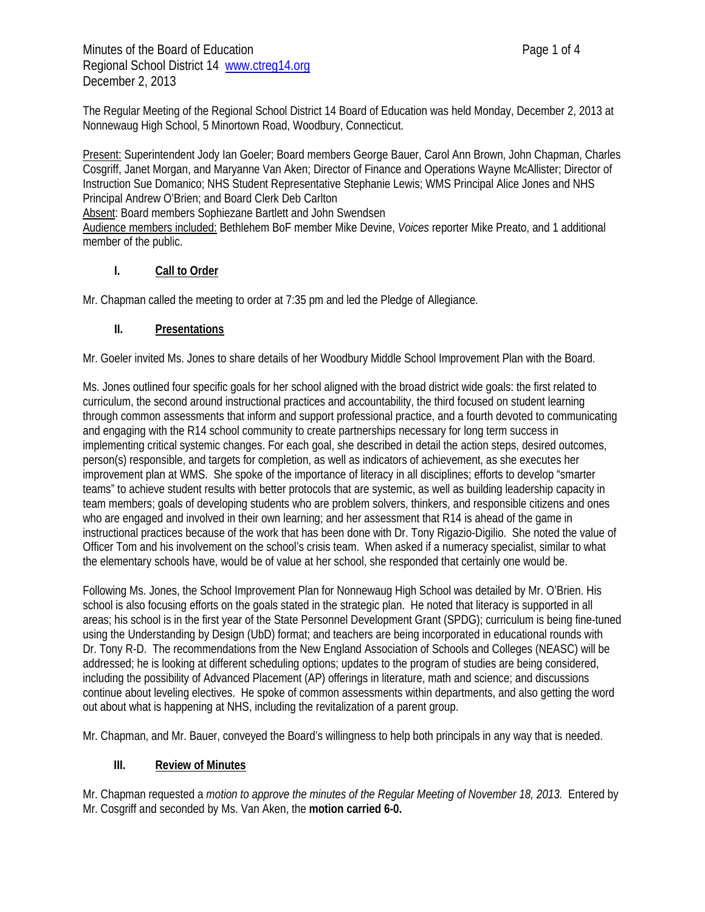Minutes of the Board of Education
Regional School District 14 www.ctreg14.org
December 2, 2013

The Regular Meeting of the Regional School District 14 Board of Education was held Monday, December 2, 2013 at Nonnewaug High School, 5 Minortown Road, Woodbury, Connecticut.

Present: Superintendent Jody Ian Goeler; Board members George Bauer, Carol Ann Brown, John Chapman, Charles Cosgriff, Janet Morgan, and Maryanne Van Aken; Director of Finance and Operations Wayne McAllister; Director of Instruction Sue Domanico; NHS Student Representative Stephanie Lewis; WMS Principal Alice Jones and NHS Principal Andrew O'Brien; and Board Clerk Deb Carlton
Absent: Board members Sophiezane Bartlett and John Swendsen
Audience members included: Bethlehem BoF member Mike Devine, *Voices* reporter Mike Preato, and 1 additional member of the public.

## I. Call to Order

Mr. Chapman called the meeting to order at 7:35 pm and led the Pledge of Allegiance.

## II. Presentations

Mr. Goeler invited Ms. Jones to share details of her Woodbury Middle School Improvement Plan with the Board.

Ms. Jones outlined four specific goals for her school aligned with the broad district wide goals: the first related to curriculum, the second around instructional practices and accountability, the third focused on student learning through common assessments that inform and support professional practice, and a fourth devoted to communicating and engaging with the R14 school community to create partnerships necessary for long term success in implementing critical systemic changes. For each goal, she described in detail the action steps, desired outcomes, person(s) responsible, and targets for completion, as well as indicators of achievement, as she executes her improvement plan at WMS. She spoke of the importance of literacy in all disciplines; efforts to develop "smarter teams" to achieve student results with better protocols that are systemic, as well as building leadership capacity in team members; goals of developing students who are problem solvers, thinkers, and responsible citizens and ones who are engaged and involved in their own learning; and her assessment that R14 is ahead of the game in instructional practices because of the work that has been done with Dr. Tony Rigazio-Digilio. She noted the value of Officer Tom and his involvement on the school's crisis team. When asked if a numeracy specialist, similar to what the elementary schools have, would be of value at her school, she responded that certainly one would be.

Following Ms. Jones, the School Improvement Plan for Nonnewaug High School was detailed by Mr. O'Brien. His school is also focusing efforts on the goals stated in the strategic plan. He noted that literacy is supported in all areas; his school is in the first year of the State Personnel Development Grant (SPDG); curriculum is being fine-tuned using the Understanding by Design (UbD) format; and teachers are being incorporated in educational rounds with Dr. Tony R-D. The recommendations from the New England Association of Schools and Colleges (NEASC) will be addressed; he is looking at different scheduling options; updates to the program of studies are being considered, including the possibility of Advanced Placement (AP) offerings in literature, math and science; and discussions continue about leveling electives. He spoke of common assessments within departments, and also getting the word out about what is happening at NHS, including the revitalization of a parent group.

Mr. Chapman, and Mr. Bauer, conveyed the Board's willingness to help both principals in any way that is needed.

## III. Review of Minutes

Mr. Chapman requested a *motion to approve the minutes of the Regular Meeting of November 18, 2013.* Entered by Mr. Cosgriff and seconded by Ms. Van Aken, the **motion carried 6-0.**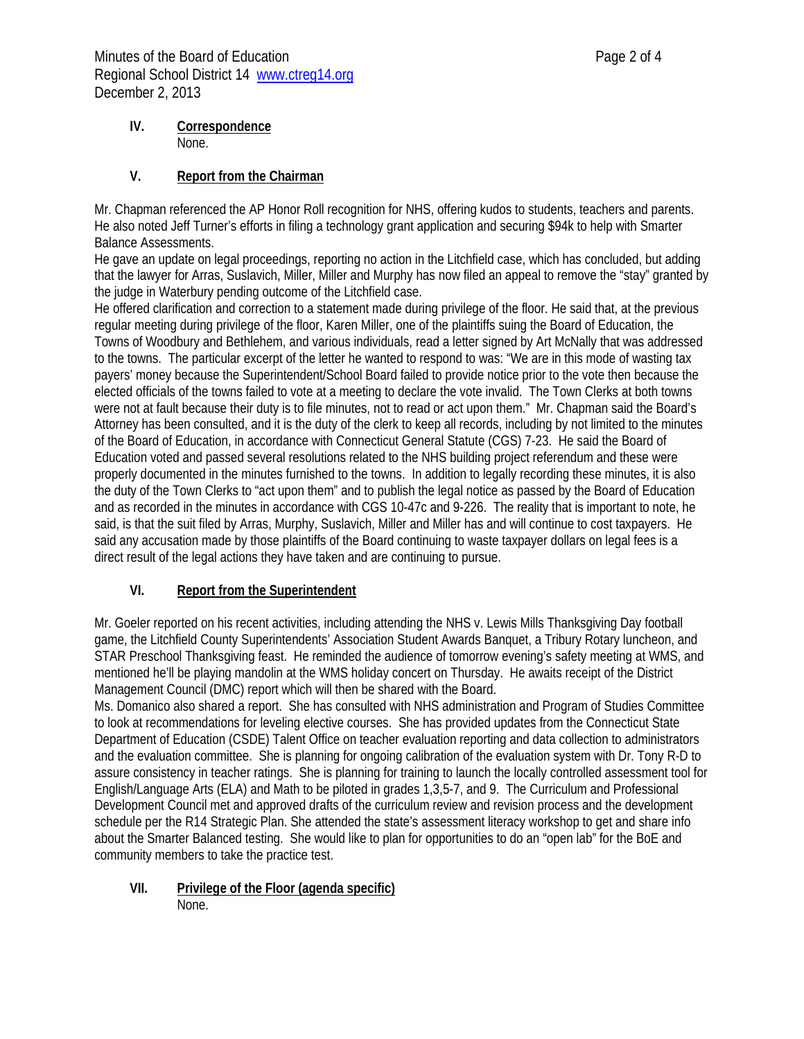## IV. Correspondence

None.

## V. Report from the Chairman

Mr. Chapman referenced the AP Honor Roll recognition for NHS, offering kudos to students, teachers and parents. He also noted Jeff Turner's efforts in filing a technology grant application and securing $94k to help with Smarter Balance Assessments.

He gave an update on legal proceedings, reporting no action in the Litchfield case, which has concluded, but adding that the lawyer for Arras, Suslavich, Miller, Miller and Murphy has now filed an appeal to remove the "stay" granted by the judge in Waterbury pending outcome of the Litchfield case.

He offered clarification and correction to a statement made during privilege of the floor. He said that, at the previous regular meeting during privilege of the floor, Karen Miller, one of the plaintiffs suing the Board of Education, the Towns of Woodbury and Bethlehem, and various individuals, read a letter signed by Art McNally that was addressed to the towns. The particular excerpt of the letter he wanted to respond to was: "We are in this mode of wasting tax payers' money because the Superintendent/School Board failed to provide notice prior to the vote then because the elected officials of the towns failed to vote at a meeting to declare the vote invalid. The Town Clerks at both towns were not at fault because their duty is to file minutes, not to read or act upon them." Mr. Chapman said the Board's Attorney has been consulted, and it is the duty of the clerk to keep all records, including by not limited to the minutes of the Board of Education, in accordance with Connecticut General Statute (CGS) 7-23. He said the Board of Education voted and passed several resolutions related to the NHS building project referendum and these were properly documented in the minutes furnished to the towns. In addition to legally recording these minutes, it is also the duty of the Town Clerks to "act upon them" and to publish the legal notice as passed by the Board of Education and as recorded in the minutes in accordance with CGS 10-47c and 9-226. The reality that is important to note, he said, is that the suit filed by Arras, Murphy, Suslavich, Miller and Miller has and will continue to cost taxpayers. He said any accusation made by those plaintiffs of the Board continuing to waste taxpayer dollars on legal fees is a direct result of the legal actions they have taken and are continuing to pursue.

## VI. Report from the Superintendent

Mr. Goeler reported on his recent activities, including attending the NHS v. Lewis Mills Thanksgiving Day football game, the Litchfield County Superintendents' Association Student Awards Banquet, a Tribury Rotary luncheon, and STAR Preschool Thanksgiving feast. He reminded the audience of tomorrow evening's safety meeting at WMS, and mentioned he'll be playing mandolin at the WMS holiday concert on Thursday. He awaits receipt of the District Management Council (DMC) report which will then be shared with the Board.

Ms. Domanico also shared a report. She has consulted with NHS administration and Program of Studies Committee to look at recommendations for leveling elective courses. She has provided updates from the Connecticut State Department of Education (CSDE) Talent Office on teacher evaluation reporting and data collection to administrators and the evaluation committee. She is planning for ongoing calibration of the evaluation system with Dr. Tony R-D to assure consistency in teacher ratings. She is planning for training to launch the locally controlled assessment tool for English/Language Arts (ELA) and Math to be piloted in grades 1,3,5-7, and 9. The Curriculum and Professional Development Council met and approved drafts of the curriculum review and revision process and the development schedule per the R14 Strategic Plan. She attended the state's assessment literacy workshop to get and share info about the Smarter Balanced testing. She would like to plan for opportunities to do an "open lab" for the BoE and community members to take the practice test.

## VII. Privilege of the Floor (agenda specific)

None.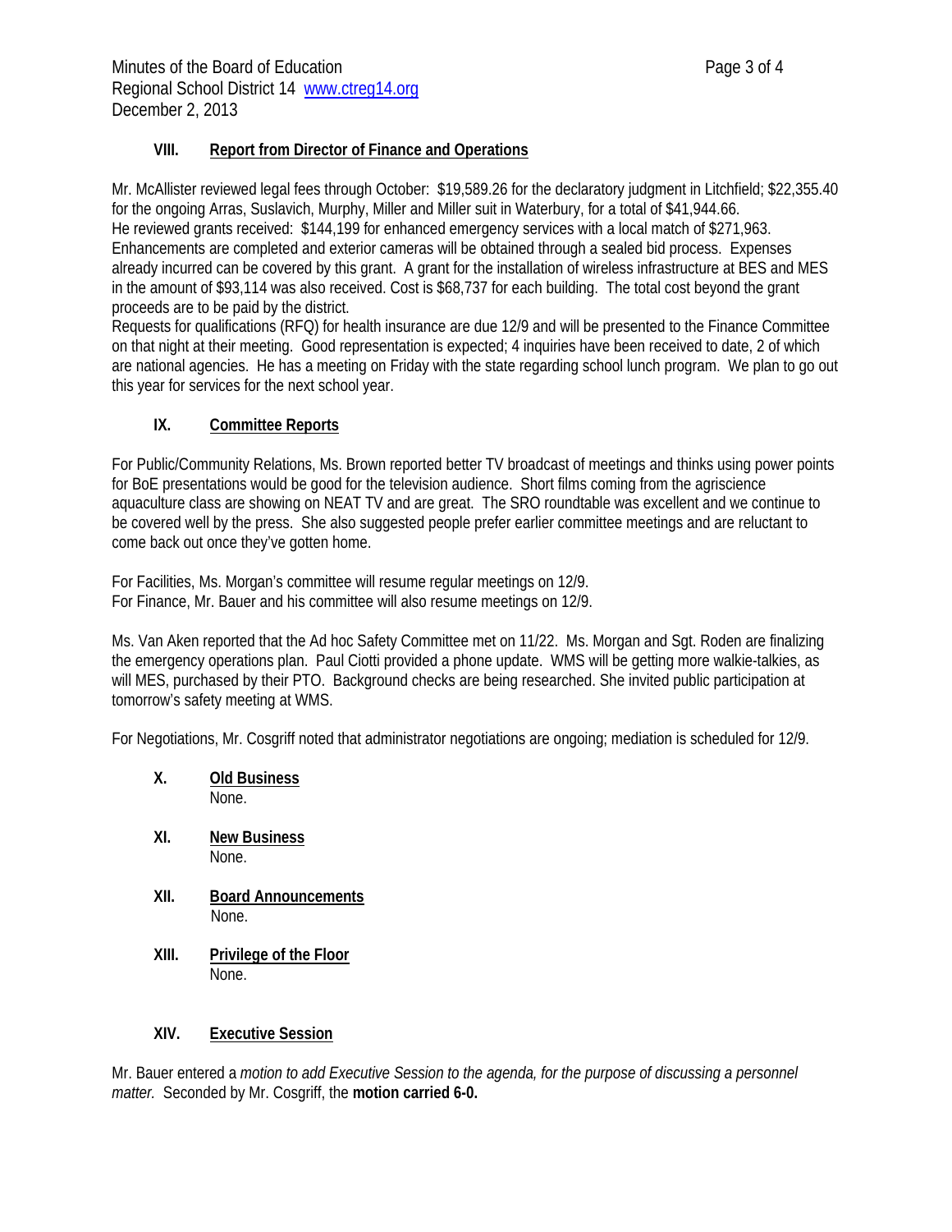## VIII. Report from Director of Finance and Operations

Mr. McAllister reviewed legal fees through October: $19,589.26 for the declaratory judgment in Litchfield; $22,355.40 for the ongoing Arras, Suslavich, Murphy, Miller and Miller suit in Waterbury, for a total of $41,944.66. He reviewed grants received: $144,199 for enhanced emergency services with a local match of $271,963. Enhancements are completed and exterior cameras will be obtained through a sealed bid process. Expenses already incurred can be covered by this grant. A grant for the installation of wireless infrastructure at BES and MES in the amount of $93,114 was also received. Cost is $68,737 for each building. The total cost beyond the grant proceeds are to be paid by the district.
Requests for qualifications (RFQ) for health insurance are due 12/9 and will be presented to the Finance Committee on that night at their meeting. Good representation is expected; 4 inquiries have been received to date, 2 of which are national agencies. He has a meeting on Friday with the state regarding school lunch program. We plan to go out this year for services for the next school year.

## IX. Committee Reports

For Public/Community Relations, Ms. Brown reported better TV broadcast of meetings and thinks using power points for BoE presentations would be good for the television audience. Short films coming from the agriscience aquaculture class are showing on NEAT TV and are great. The SRO roundtable was excellent and we continue to be covered well by the press. She also suggested people prefer earlier committee meetings and are reluctant to come back out once they've gotten home.

For Facilities, Ms. Morgan's committee will resume regular meetings on 12/9.
For Finance, Mr. Bauer and his committee will also resume meetings on 12/9.

Ms. Van Aken reported that the Ad hoc Safety Committee met on 11/22. Ms. Morgan and Sgt. Roden are finalizing the emergency operations plan. Paul Ciotti provided a phone update. WMS will be getting more walkie-talkies, as will MES, purchased by their PTO. Background checks are being researched. She invited public participation at tomorrow's safety meeting at WMS.

For Negotiations, Mr. Cosgriff noted that administrator negotiations are ongoing; mediation is scheduled for 12/9.

## X. Old Business

None.

## XI. New Business

None.

## XII. Board Announcements

None.

## XIII. Privilege of the Floor

None.

## XIV. Executive Session

Mr. Bauer entered a *motion to add Executive Session to the agenda, for the purpose of discussing a personnel matter.* Seconded by Mr. Cosgriff, the **motion carried 6-0.**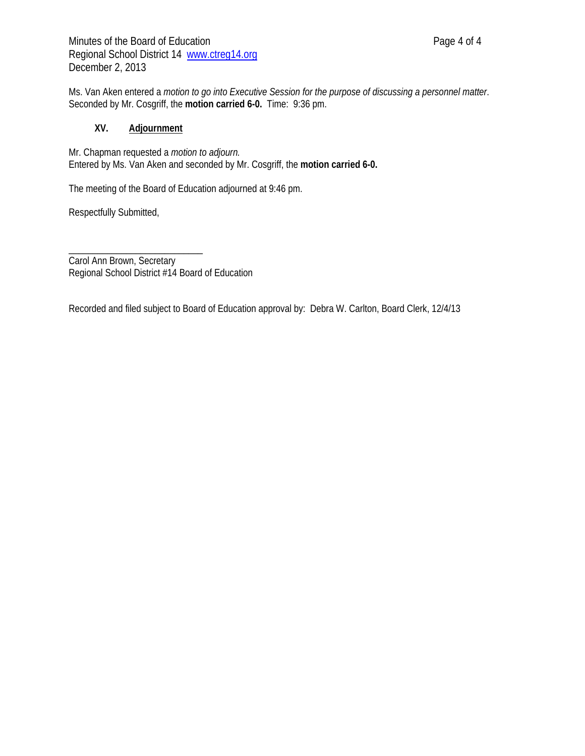Ms. Van Aken entered a *motion to go into Executive Session for the purpose of discussing a personnel matter*. Seconded by Mr. Cosgriff, the **motion carried 6-0.** Time: 9:36 pm.

### XV. Adjournment

Mr. Chapman requested a *motion to adjourn.*
Entered by Ms. Van Aken and seconded by Mr. Cosgriff, the **motion carried 6-0.**

The meeting of the Board of Education adjourned at 9:46 pm.

Respectfully Submitted,

\_\_\_\_\_\_\_\_\_\_\_\_\_\_\_\_\_\_\_\_\_\_\_\_\_\_\_\_
Carol Ann Brown, Secretary
Regional School District #14 Board of Education

Recorded and filed subject to Board of Education approval by: Debra W. Carlton, Board Clerk, 12/4/13